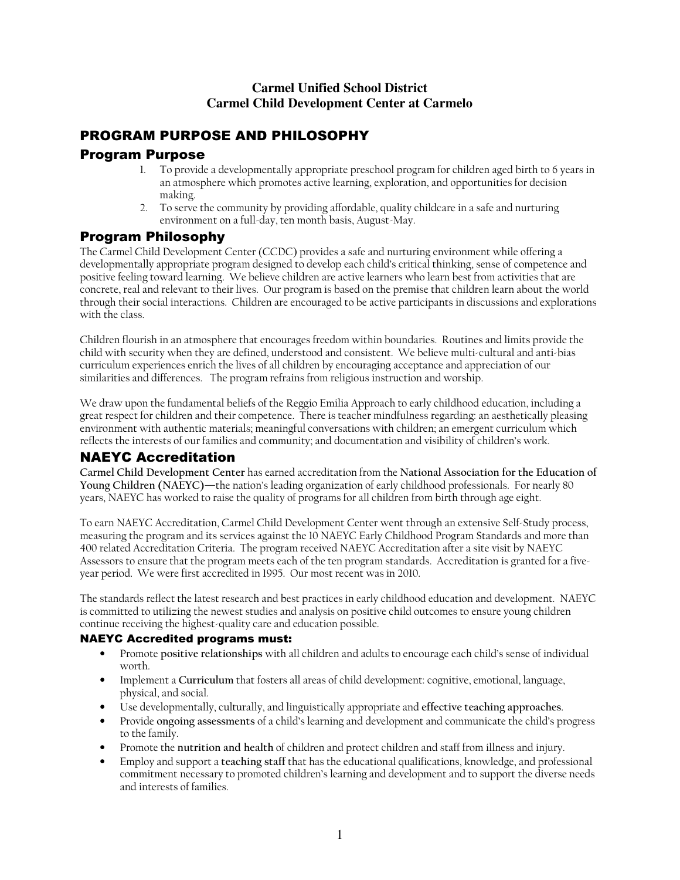**Carmel Unified School District**
**Carmel Child Development Center at Carmelo**

# PROGRAM PURPOSE AND PHILOSOPHY

## Program Purpose

1. To provide a developmentally appropriate preschool program for children aged birth to 6 years in an atmosphere which promotes active learning, exploration, and opportunities for decision making.
2. To serve the community by providing affordable, quality childcare in a safe and nurturing environment on a full-day, ten month basis, August-May.

## Program Philosophy

The Carmel Child Development Center (CCDC) provides a safe and nurturing environment while offering a developmentally appropriate program designed to develop each child's critical thinking, sense of competence and positive feeling toward learning. We believe children are active learners who learn best from activities that are concrete, real and relevant to their lives. Our program is based on the premise that children learn about the world through their social interactions. Children are encouraged to be active participants in discussions and explorations with the class.

Children flourish in an atmosphere that encourages freedom within boundaries. Routines and limits provide the child with security when they are defined, understood and consistent. We believe multi-cultural and anti-bias curriculum experiences enrich the lives of all children by encouraging acceptance and appreciation of our similarities and differences. The program refrains from religious instruction and worship.

We draw upon the fundamental beliefs of the Reggio Emilia Approach to early childhood education, including a great respect for children and their competence. There is teacher mindfulness regarding: an aesthetically pleasing environment with authentic materials; meaningful conversations with children; an emergent curriculum which reflects the interests of our families and community; and documentation and visibility of children's work.

## NAEYC Accreditation

**Carmel Child Development Center** has earned accreditation from the **National Association for the Education of Young Children (NAEYC)**—the nation's leading organization of early childhood professionals. For nearly 80 years, NAEYC has worked to raise the quality of programs for all children from birth through age eight.

To earn NAEYC Accreditation, Carmel Child Development Center went through an extensive Self-Study process, measuring the program and its services against the 10 NAEYC Early Childhood Program Standards and more than 400 related Accreditation Criteria. The program received NAEYC Accreditation after a site visit by NAEYC Assessors to ensure that the program meets each of the ten program standards. Accreditation is granted for a five-year period. We were first accredited in 1995. Our most recent was in 2010.

The standards reflect the latest research and best practices in early childhood education and development. NAEYC is committed to utilizing the newest studies and analysis on positive child outcomes to ensure young children continue receiving the highest-quality care and education possible.

### NAEYC Accredited programs must:

- Promote **positive relationships** with all children and adults to encourage each child's sense of individual worth.
- Implement a **Curriculum** that fosters all areas of child development: cognitive, emotional, language, physical, and social.
- Use developmentally, culturally, and linguistically appropriate and **effective teaching approaches**.
- Provide **ongoing assessments** of a child's learning and development and communicate the child's progress to the family.
- Promote the **nutrition and health** of children and protect children and staff from illness and injury.
- Employ and support a **teaching staff** that has the educational qualifications, knowledge, and professional commitment necessary to promoted children's learning and development and to support the diverse needs and interests of families.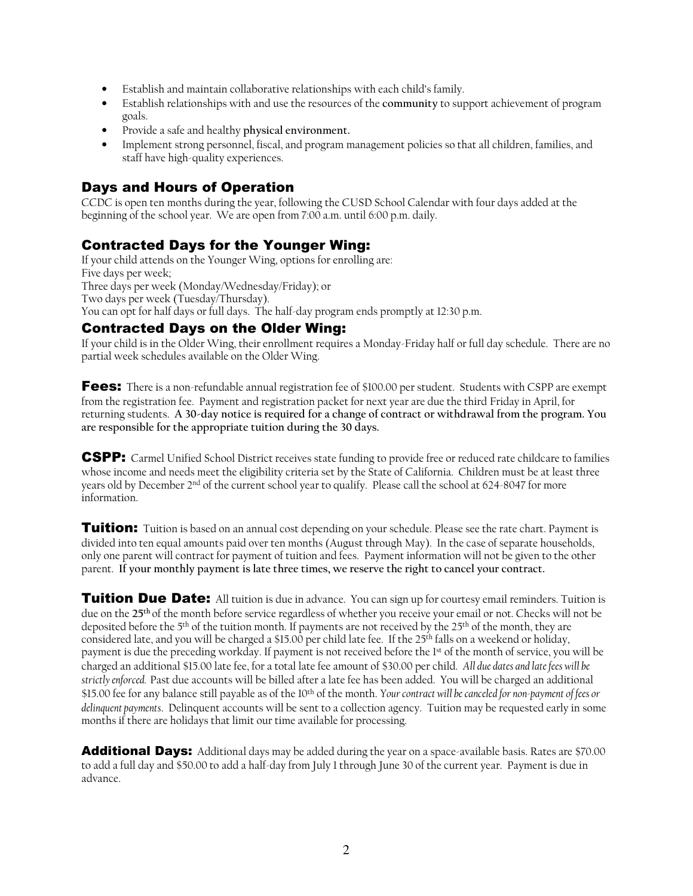- Establish and maintain collaborative relationships with each child's family.
- Establish relationships with and use the resources of the **community** to support achievement of program goals.
- Provide a safe and healthy **physical environment.**
- Implement strong personnel, fiscal, and program management policies so that all children, families, and staff have high-quality experiences.

## Days and Hours of Operation

CCDC is open ten months during the year, following the CUSD School Calendar with four days added at the beginning of the school year. We are open from 7:00 a.m. until 6:00 p.m. daily.

## Contracted Days for the Younger Wing:

If your child attends on the Younger Wing, options for enrolling are:
Five days per week;
Three days per week (Monday/Wednesday/Friday); or
Two days per week (Tuesday/Thursday).
You can opt for half days or full days. The half-day program ends promptly at 12:30 p.m.

## Contracted Days on the Older Wing:

If your child is in the Older Wing, their enrollment requires a Monday-Friday half or full day schedule. There are no partial week schedules available on the Older Wing.

**Fees:** There is a non-refundable annual registration fee of $100.00 per student. Students with CSPP are exempt from the registration fee. Payment and registration packet for next year are due the third Friday in April, for returning students. **A 30-day notice is required for a change of contract or withdrawal from the program. You are responsible for the appropriate tuition during the 30 days.**

**CSPP:** Carmel Unified School District receives state funding to provide free or reduced rate childcare to families whose income and needs meet the eligibility criteria set by the State of California. Children must be at least three years old by December 2nd of the current school year to qualify. Please call the school at 624-8047 for more information.

**Tuition:** Tuition is based on an annual cost depending on your schedule. Please see the rate chart. Payment is divided into ten equal amounts paid over ten months (August through May). In the case of separate households, only one parent will contract for payment of tuition and fees. Payment information will not be given to the other parent. **If your monthly payment is late three times, we reserve the right to cancel your contract.**

**Tuition Due Date:** All tuition is due in advance. You can sign up for courtesy email reminders. Tuition is due on the **25th** of the month before service regardless of whether you receive your email or not. Checks will not be deposited before the 5th of the tuition month. If payments are not received by the 25th of the month, they are considered late, and you will be charged a $15.00 per child late fee. If the 25th falls on a weekend or holiday, payment is due the preceding workday. If payment is not received before the 1st of the month of service, you will be charged an additional $15.00 late fee, for a total late fee amount of $30.00 per child. *All due dates and late fees will be strictly enforced.* Past due accounts will be billed after a late fee has been added. You will be charged an additional $15.00 fee for any balance still payable as of the 10th of the month. *Your contract will be canceled for non-payment of fees or delinquent payments*. Delinquent accounts will be sent to a collection agency. Tuition may be requested early in some months if there are holidays that limit our time available for processing.

**Additional Days:** Additional days may be added during the year on a space-available basis. Rates are $70.00 to add a full day and $50.00 to add a half-day from July 1 through June 30 of the current year. Payment is due in advance.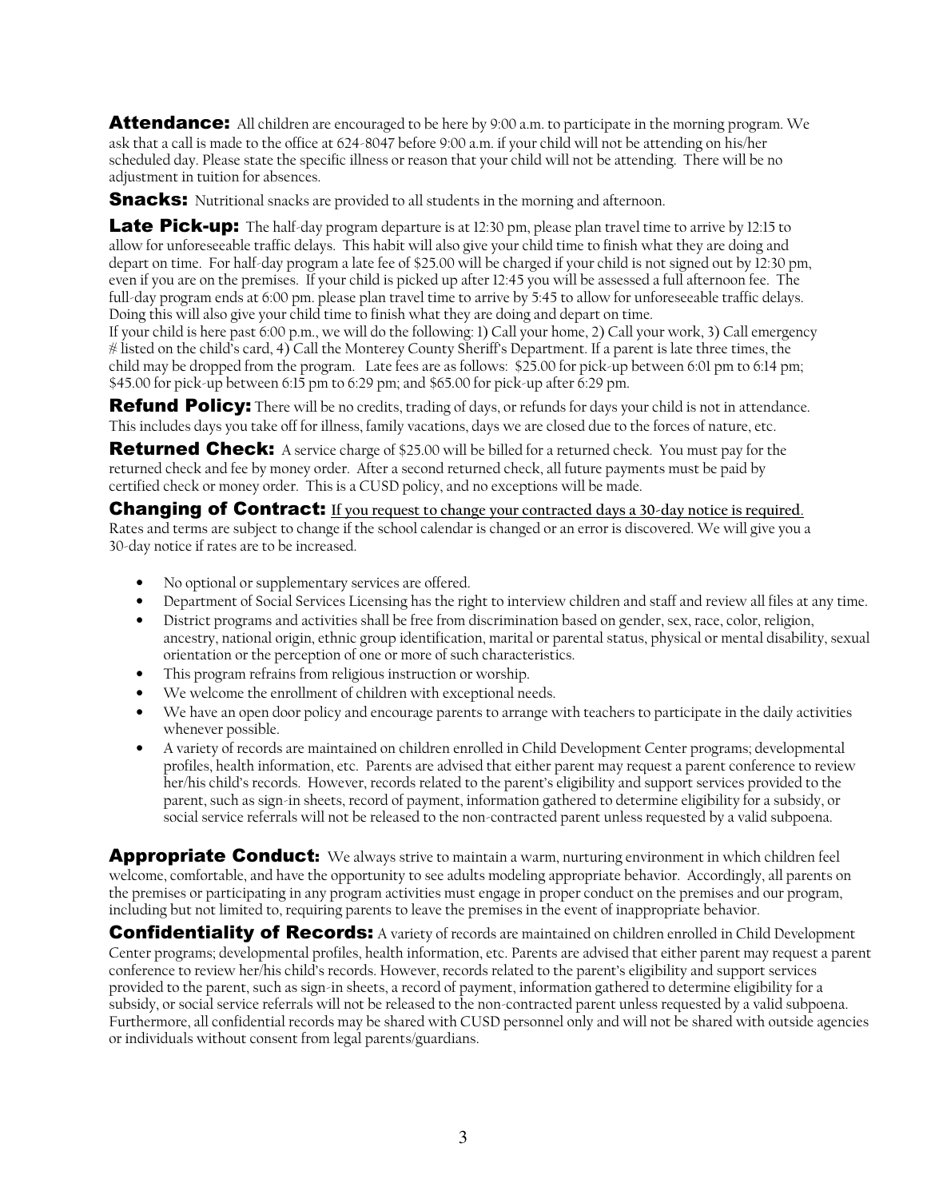**Attendance:** All children are encouraged to be here by 9:00 a.m. to participate in the morning program. We ask that a call is made to the office at 624-8047 before 9:00 a.m. if your child will not be attending on his/her scheduled day. Please state the specific illness or reason that your child will not be attending. There will be no adjustment in tuition for absences.

**Snacks:** Nutritional snacks are provided to all students in the morning and afternoon.

**Late Pick-up:** The half-day program departure is at 12:30 pm, please plan travel time to arrive by 12:15 to allow for unforeseeable traffic delays. This habit will also give your child time to finish what they are doing and depart on time. For half-day program a late fee of $25.00 will be charged if your child is not signed out by 12:30 pm, even if you are on the premises. If your child is picked up after 12:45 you will be assessed a full afternoon fee. The full-day program ends at 6:00 pm. please plan travel time to arrive by 5:45 to allow for unforeseeable traffic delays. Doing this will also give your child time to finish what they are doing and depart on time.
If your child is here past 6:00 p.m., we will do the following: 1) Call your home, 2) Call your work, 3) Call emergency # listed on the child's card, 4) Call the Monterey County Sheriff's Department. If a parent is late three times, the child may be dropped from the program. Late fees are as follows: $25.00 for pick-up between 6:01 pm to 6:14 pm; $45.00 for pick-up between 6:15 pm to 6:29 pm; and $65.00 for pick-up after 6:29 pm.

**Refund Policy:** There will be no credits, trading of days, or refunds for days your child is not in attendance. This includes days you take off for illness, family vacations, days we are closed due to the forces of nature, etc.

**Returned Check:** A service charge of $25.00 will be billed for a returned check. You must pay for the returned check and fee by money order. After a second returned check, all future payments must be paid by certified check or money order. This is a CUSD policy, and no exceptions will be made.

**Changing of Contract:** **If you request to change your contracted days a 30-day notice is required.** Rates and terms are subject to change if the school calendar is changed or an error is discovered. We will give you a 30-day notice if rates are to be increased.

- No optional or supplementary services are offered.
- Department of Social Services Licensing has the right to interview children and staff and review all files at any time.
- District programs and activities shall be free from discrimination based on gender, sex, race, color, religion, ancestry, national origin, ethnic group identification, marital or parental status, physical or mental disability, sexual orientation or the perception of one or more of such characteristics.
- This program refrains from religious instruction or worship.
- We welcome the enrollment of children with exceptional needs.
- We have an open door policy and encourage parents to arrange with teachers to participate in the daily activities whenever possible.
- A variety of records are maintained on children enrolled in Child Development Center programs; developmental profiles, health information, etc. Parents are advised that either parent may request a parent conference to review her/his child's records. However, records related to the parent's eligibility and support services provided to the parent, such as sign-in sheets, record of payment, information gathered to determine eligibility for a subsidy, or social service referrals will not be released to the non-contracted parent unless requested by a valid subpoena.

**Appropriate Conduct:** We always strive to maintain a warm, nurturing environment in which children feel welcome, comfortable, and have the opportunity to see adults modeling appropriate behavior. Accordingly, all parents on the premises or participating in any program activities must engage in proper conduct on the premises and our program, including but not limited to, requiring parents to leave the premises in the event of inappropriate behavior.

**Confidentiality of Records:** A variety of records are maintained on children enrolled in Child Development Center programs; developmental profiles, health information, etc. Parents are advised that either parent may request a parent conference to review her/his child's records. However, records related to the parent's eligibility and support services provided to the parent, such as sign-in sheets, a record of payment, information gathered to determine eligibility for a subsidy, or social service referrals will not be released to the non-contracted parent unless requested by a valid subpoena. Furthermore, all confidential records may be shared with CUSD personnel only and will not be shared with outside agencies or individuals without consent from legal parents/guardians.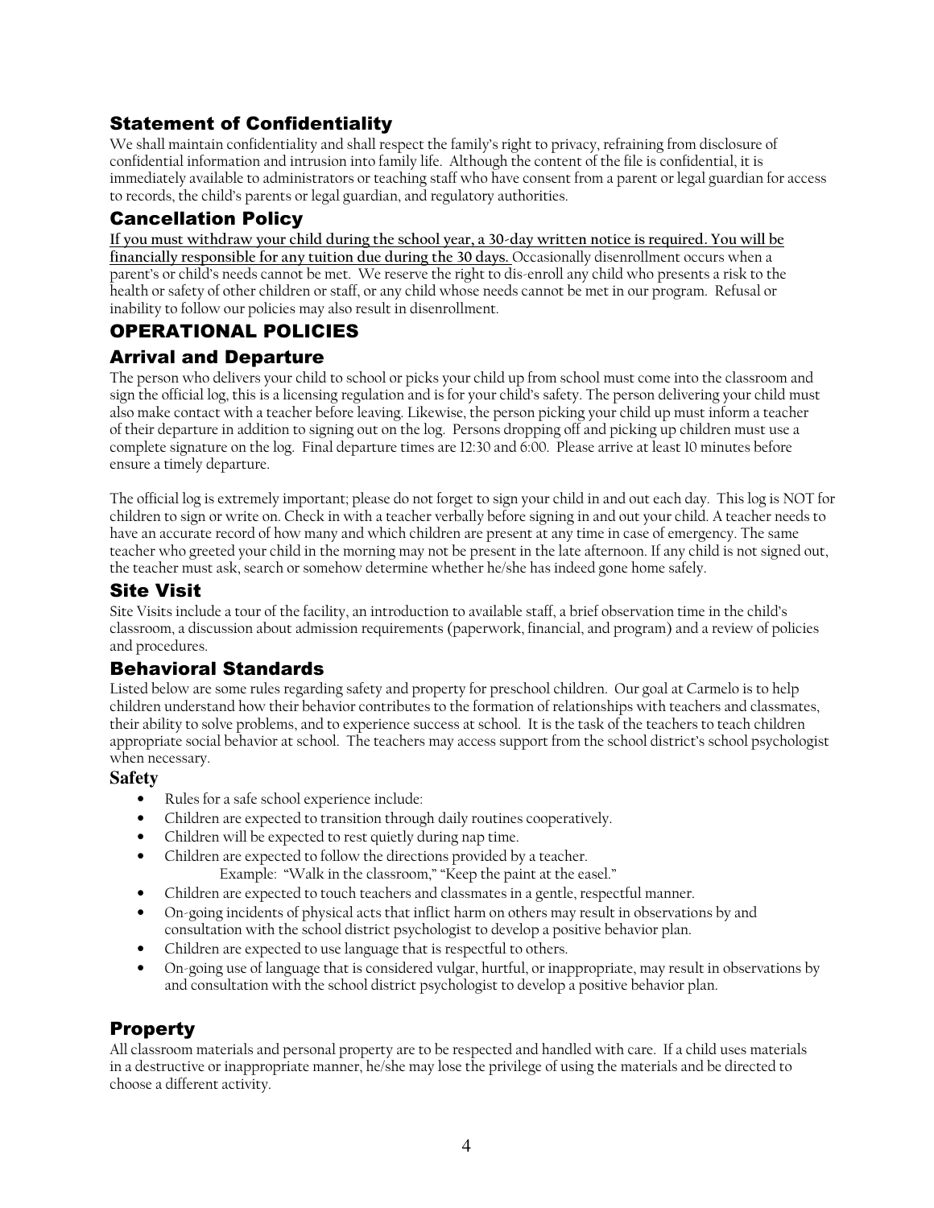## Statement of Confidentiality

We shall maintain confidentiality and shall respect the family's right to privacy, refraining from disclosure of confidential information and intrusion into family life. Although the content of the file is confidential, it is immediately available to administrators or teaching staff who have consent from a parent or legal guardian for access to records, the child's parents or legal guardian, and regulatory authorities.

## Cancellation Policy

**If you must withdraw your child during the school year, a 30-day written notice is required. You will be financially responsible for any tuition due during the 30 days.** Occasionally disenrollment occurs when a parent's or child's needs cannot be met. We reserve the right to dis-enroll any child who presents a risk to the health or safety of other children or staff, or any child whose needs cannot be met in our program. Refusal or inability to follow our policies may also result in disenrollment.

# OPERATIONAL POLICIES

## Arrival and Departure

The person who delivers your child to school or picks your child up from school must come into the classroom and sign the official log, this is a licensing regulation and is for your child's safety. The person delivering your child must also make contact with a teacher before leaving. Likewise, the person picking your child up must inform a teacher of their departure in addition to signing out on the log. Persons dropping off and picking up children must use a complete signature on the log. Final departure times are 12:30 and 6:00. Please arrive at least 10 minutes before ensure a timely departure.

The official log is extremely important; please do not forget to sign your child in and out each day. This log is NOT for children to sign or write on. Check in with a teacher verbally before signing in and out your child. A teacher needs to have an accurate record of how many and which children are present at any time in case of emergency. The same teacher who greeted your child in the morning may not be present in the late afternoon. If any child is not signed out, the teacher must ask, search or somehow determine whether he/she has indeed gone home safely.

## Site Visit

Site Visits include a tour of the facility, an introduction to available staff, a brief observation time in the child's classroom, a discussion about admission requirements (paperwork, financial, and program) and a review of policies and procedures.

## Behavioral Standards

Listed below are some rules regarding safety and property for preschool children. Our goal at Carmelo is to help children understand how their behavior contributes to the formation of relationships with teachers and classmates, their ability to solve problems, and to experience success at school. It is the task of the teachers to teach children appropriate social behavior at school. The teachers may access support from the school district's school psychologist when necessary.

### Safety

- Rules for a safe school experience include:
- Children are expected to transition through daily routines cooperatively.
- Children will be expected to rest quietly during nap time.
- Children are expected to follow the directions provided by a teacher.
  Example: "Walk in the classroom," "Keep the paint at the easel."
- Children are expected to touch teachers and classmates in a gentle, respectful manner.
- On-going incidents of physical acts that inflict harm on others may result in observations by and consultation with the school district psychologist to develop a positive behavior plan.
- Children are expected to use language that is respectful to others.
- On-going use of language that is considered vulgar, hurtful, or inappropriate, may result in observations by and consultation with the school district psychologist to develop a positive behavior plan.

## Property

All classroom materials and personal property are to be respected and handled with care. If a child uses materials in a destructive or inappropriate manner, he/she may lose the privilege of using the materials and be directed to choose a different activity.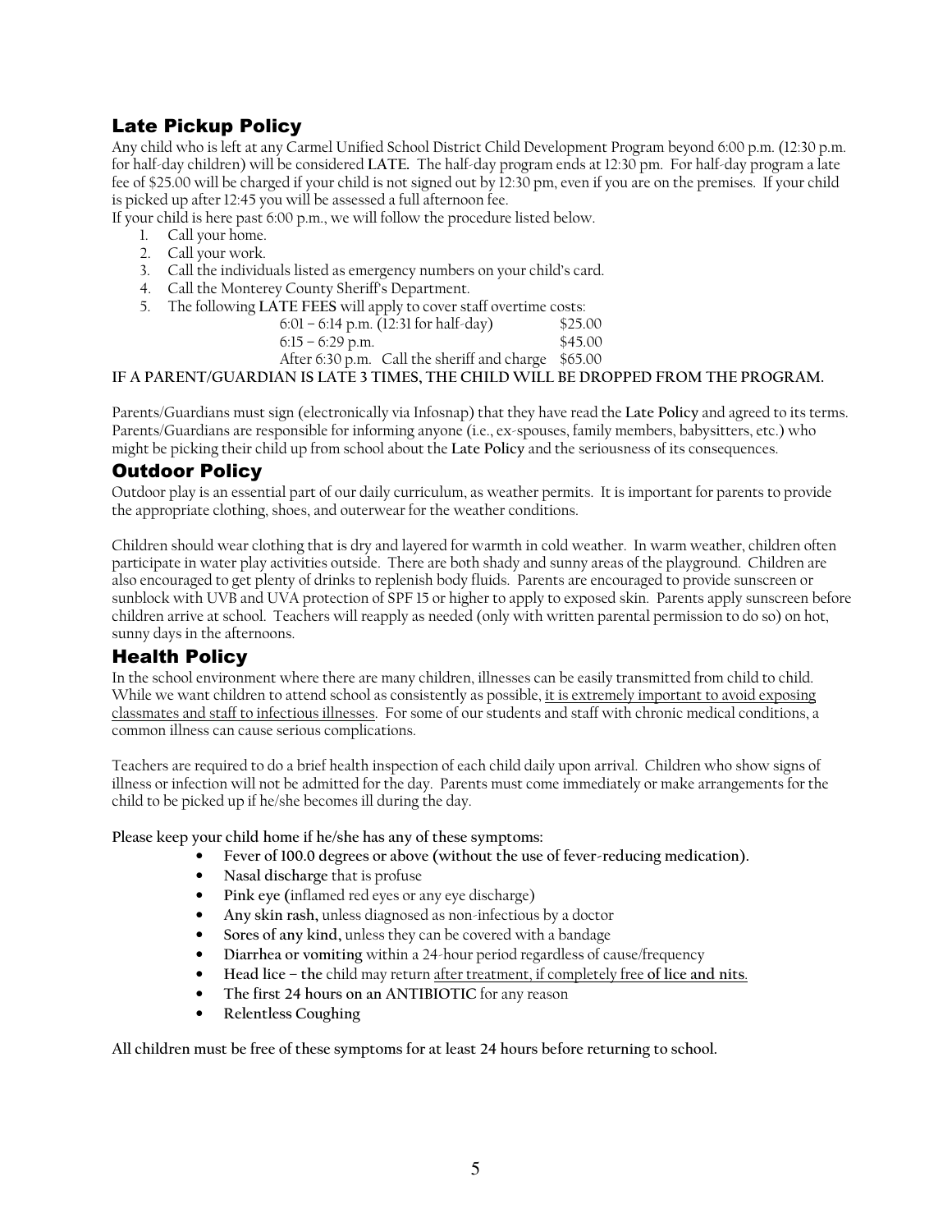## Late Pickup Policy

Any child who is left at any Carmel Unified School District Child Development Program beyond 6:00 p.m. (12:30 p.m. for half-day children) will be considered **LATE.** The half-day program ends at 12:30 pm. For half-day program a late fee of $25.00 will be charged if your child is not signed out by 12:30 pm, even if you are on the premises. If your child is picked up after 12:45 you will be assessed a full afternoon fee.

If your child is here past 6:00 p.m., we will follow the procedure listed below.

1. Call your home.
2. Call your work.
3. Call the individuals listed as emergency numbers on your child's card.
4. Call the Monterey County Sheriff's Department.
5. The following **LATE FEES** will apply to cover staff overtime costs:

| | |
|---|---|
| 6:01 – 6:14 p.m. (12:31 for half-day) | $25.00 |
| 6:15 – 6:29 p.m. | $45.00 |
| After 6:30 p.m. Call the sheriff and charge | $65.00 |

**IF A PARENT/GUARDIAN IS LATE 3 TIMES, THE CHILD WILL BE DROPPED FROM THE PROGRAM.**

Parents/Guardians must sign (electronically via Infosnap) that they have read the **Late Policy** and agreed to its terms. Parents/Guardians are responsible for informing anyone (i.e., ex-spouses, family members, babysitters, etc.) who might be picking their child up from school about the **Late Policy** and the seriousness of its consequences.

## Outdoor Policy

Outdoor play is an essential part of our daily curriculum, as weather permits. It is important for parents to provide the appropriate clothing, shoes, and outerwear for the weather conditions.

Children should wear clothing that is dry and layered for warmth in cold weather. In warm weather, children often participate in water play activities outside. There are both shady and sunny areas of the playground. Children are also encouraged to get plenty of drinks to replenish body fluids. Parents are encouraged to provide sunscreen or sunblock with UVB and UVA protection of SPF 15 or higher to apply to exposed skin. Parents apply sunscreen before children arrive at school. Teachers will reapply as needed (only with written parental permission to do so) on hot, sunny days in the afternoons.

## Health Policy

In the school environment where there are many children, illnesses can be easily transmitted from child to child. While we want children to attend school as consistently as possible, <u>it is extremely important to avoid exposing classmates and staff to infectious illnesses</u>. For some of our students and staff with chronic medical conditions, a common illness can cause serious complications.

Teachers are required to do a brief health inspection of each child daily upon arrival. Children who show signs of illness or infection will not be admitted for the day. Parents must come immediately or make arrangements for the child to be picked up if he/she becomes ill during the day.

**Please keep your child home if he/she has any of these symptoms:**

- **Fever of 100.0 degrees or above (without the use of fever-reducing medication).**
- **Nasal discharge** that is profuse
- **Pink eye (**inflamed red eyes or any eye discharge)
- **Any skin rash,** unless diagnosed as non-infectious by a doctor
- **Sores of any kind,** unless they can be covered with a bandage
- **Diarrhea or vomiting** within a 24-hour period regardless of cause/frequency
- **Head lice – the** child may return <u>after treatment, if completely free **of lice and nits**.</u>
- **The first 24 hours on an ANTIBIOTIC** for any reason
- **Relentless Coughing**

**All children must be free of these symptoms for at least 24 hours before returning to school.**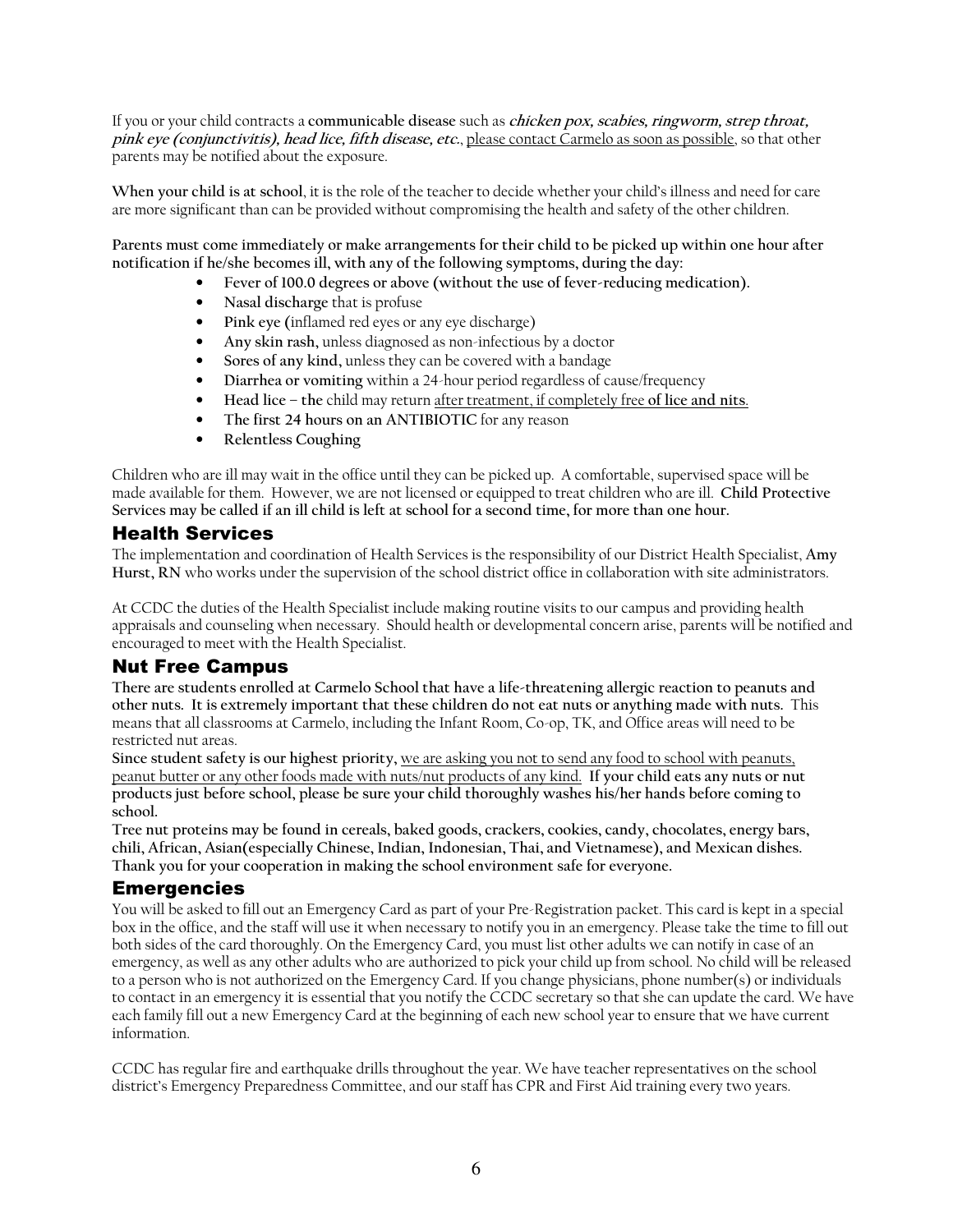If you or your child contracts a **communicable disease** such as ***chicken pox, scabies, ringworm, strep throat, pink eye (conjunctivitis), head lice, fifth disease, etc.***, <u>please contact Carmelo as soon as possible</u>, so that other parents may be notified about the exposure.

**When your child is at school**, it is the role of the teacher to decide whether your child's illness and need for care are more significant than can be provided without compromising the health and safety of the other children.

**Parents must come immediately or make arrangements for their child to be picked up within one hour after notification if he/she becomes ill, with any of the following symptoms, during the day:**

- **Fever of 100.0 degrees or above (without the use of fever-reducing medication).**
- **Nasal discharge** that is profuse
- **Pink eye (**inflamed red eyes or any eye discharge)
- **Any skin rash,** unless diagnosed as non-infectious by a doctor
- **Sores of any kind,** unless they can be covered with a bandage
- **Diarrhea or vomiting** within a 24-hour period regardless of cause/frequency
- **Head lice – the** child may return <u>after treatment, if completely free **of lice and nits**.</u>
- **The first 24 hours on an ANTIBIOTIC** for any reason
- **Relentless Coughing**

Children who are ill may wait in the office until they can be picked up. A comfortable, supervised space will be made available for them. However, we are not licensed or equipped to treat children who are ill. **Child Protective Services may be called if an ill child is left at school for a second time, for more than one hour.**

## Health Services

The implementation and coordination of Health Services is the responsibility of our District Health Specialist, **Amy Hurst, RN** who works under the supervision of the school district office in collaboration with site administrators.

At CCDC the duties of the Health Specialist include making routine visits to our campus and providing health appraisals and counseling when necessary. Should health or developmental concern arise, parents will be notified and encouraged to meet with the Health Specialist.

## Nut Free Campus

**There are students enrolled at Carmelo School that have a life-threatening allergic reaction to peanuts and other nuts. It is extremely important that these children do not eat nuts or anything made with nuts.** This means that all classrooms at Carmelo, including the Infant Room, Co-op, TK, and Office areas will need to be restricted nut areas.

**Since student safety is our highest priority,** <u>we are asking you not to send any food to school with peanuts, peanut butter or any other foods made with nuts/nut products of any kind.</u> **If your child eats any nuts or nut products just before school, please be sure your child thoroughly washes his/her hands before coming to school.**

**Tree nut proteins may be found in cereals, baked goods, crackers, cookies, candy, chocolates, energy bars, chili, African, Asian(especially Chinese, Indian, Indonesian, Thai, and Vietnamese), and Mexican dishes. Thank you for your cooperation in making the school environment safe for everyone.**

## Emergencies

You will be asked to fill out an Emergency Card as part of your Pre-Registration packet. This card is kept in a special box in the office, and the staff will use it when necessary to notify you in an emergency. Please take the time to fill out both sides of the card thoroughly. On the Emergency Card, you must list other adults we can notify in case of an emergency, as well as any other adults who are authorized to pick your child up from school. No child will be released to a person who is not authorized on the Emergency Card. If you change physicians, phone number(s) or individuals to contact in an emergency it is essential that you notify the CCDC secretary so that she can update the card. We have each family fill out a new Emergency Card at the beginning of each new school year to ensure that we have current information.

CCDC has regular fire and earthquake drills throughout the year. We have teacher representatives on the school district's Emergency Preparedness Committee, and our staff has CPR and First Aid training every two years.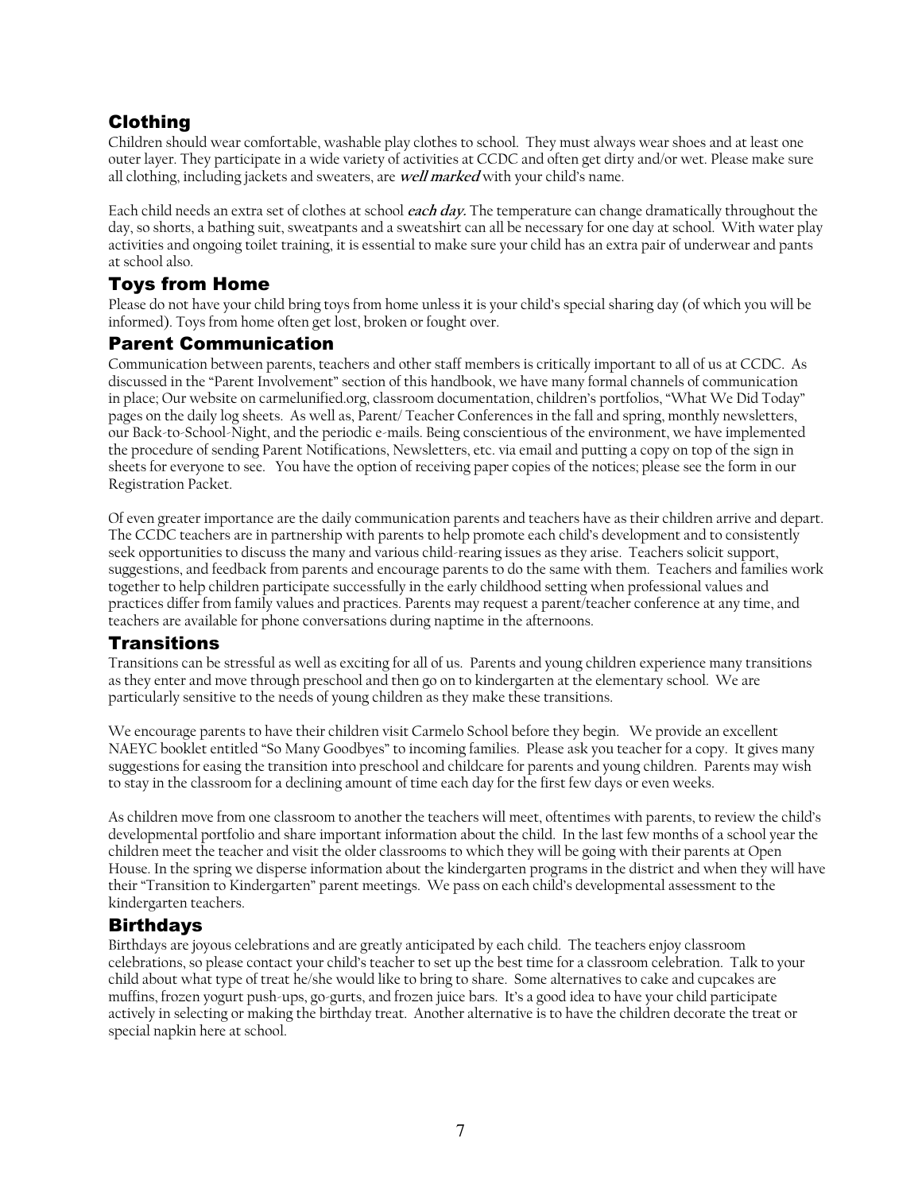## Clothing

Children should wear comfortable, washable play clothes to school. They must always wear shoes and at least one outer layer. They participate in a wide variety of activities at CCDC and often get dirty and/or wet. Please make sure all clothing, including jackets and sweaters, are ***well marked*** with your child's name.

Each child needs an extra set of clothes at school ***each day.*** The temperature can change dramatically throughout the day, so shorts, a bathing suit, sweatpants and a sweatshirt can all be necessary for one day at school. With water play activities and ongoing toilet training, it is essential to make sure your child has an extra pair of underwear and pants at school also.

## Toys from Home

Please do not have your child bring toys from home unless it is your child's special sharing day (of which you will be informed). Toys from home often get lost, broken or fought over.

## Parent Communication

Communication between parents, teachers and other staff members is critically important to all of us at CCDC. As discussed in the "Parent Involvement" section of this handbook, we have many formal channels of communication in place; Our website on carmelunified.org, classroom documentation, children's portfolios, "What We Did Today" pages on the daily log sheets. As well as, Parent/ Teacher Conferences in the fall and spring, monthly newsletters, our Back-to-School-Night, and the periodic e-mails. Being conscientious of the environment, we have implemented the procedure of sending Parent Notifications, Newsletters, etc. via email and putting a copy on top of the sign in sheets for everyone to see. You have the option of receiving paper copies of the notices; please see the form in our Registration Packet.

Of even greater importance are the daily communication parents and teachers have as their children arrive and depart. The CCDC teachers are in partnership with parents to help promote each child's development and to consistently seek opportunities to discuss the many and various child-rearing issues as they arise. Teachers solicit support, suggestions, and feedback from parents and encourage parents to do the same with them. Teachers and families work together to help children participate successfully in the early childhood setting when professional values and practices differ from family values and practices. Parents may request a parent/teacher conference at any time, and teachers are available for phone conversations during naptime in the afternoons.

## Transitions

Transitions can be stressful as well as exciting for all of us. Parents and young children experience many transitions as they enter and move through preschool and then go on to kindergarten at the elementary school. We are particularly sensitive to the needs of young children as they make these transitions.

We encourage parents to have their children visit Carmelo School before they begin. We provide an excellent NAEYC booklet entitled "So Many Goodbyes" to incoming families. Please ask you teacher for a copy. It gives many suggestions for easing the transition into preschool and childcare for parents and young children. Parents may wish to stay in the classroom for a declining amount of time each day for the first few days or even weeks.

As children move from one classroom to another the teachers will meet, oftentimes with parents, to review the child's developmental portfolio and share important information about the child. In the last few months of a school year the children meet the teacher and visit the older classrooms to which they will be going with their parents at Open House. In the spring we disperse information about the kindergarten programs in the district and when they will have their "Transition to Kindergarten" parent meetings. We pass on each child's developmental assessment to the kindergarten teachers.

## Birthdays

Birthdays are joyous celebrations and are greatly anticipated by each child. The teachers enjoy classroom celebrations, so please contact your child's teacher to set up the best time for a classroom celebration. Talk to your child about what type of treat he/she would like to bring to share. Some alternatives to cake and cupcakes are muffins, frozen yogurt push-ups, go-gurts, and frozen juice bars. It's a good idea to have your child participate actively in selecting or making the birthday treat. Another alternative is to have the children decorate the treat or special napkin here at school.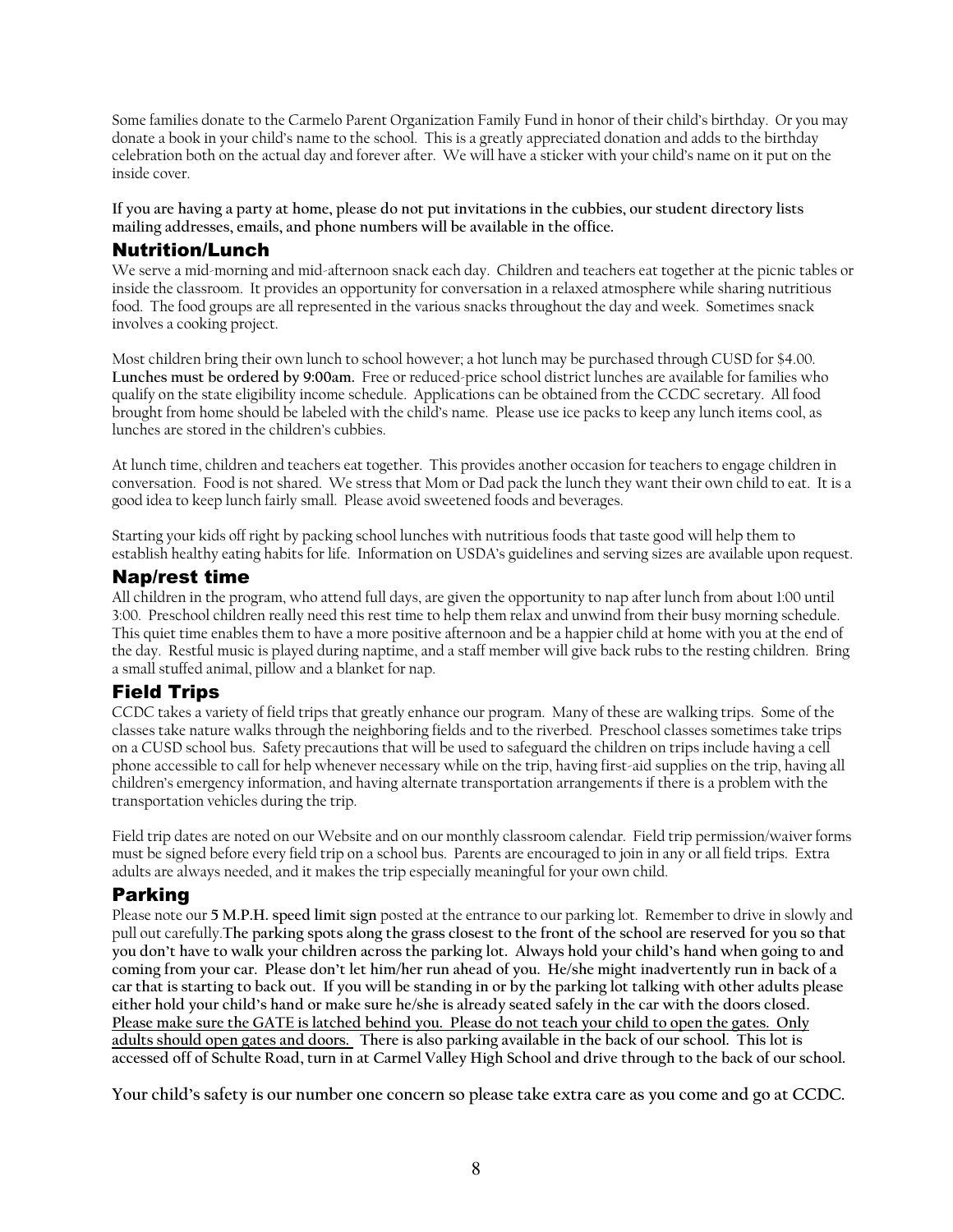Some families donate to the Carmelo Parent Organization Family Fund in honor of their child's birthday. Or you may donate a book in your child's name to the school. This is a greatly appreciated donation and adds to the birthday celebration both on the actual day and forever after. We will have a sticker with your child's name on it put on the inside cover.

**If you are having a party at home, please do not put invitations in the cubbies, our student directory lists mailing addresses, emails, and phone numbers will be available in the office.**

## Nutrition/Lunch

We serve a mid-morning and mid-afternoon snack each day. Children and teachers eat together at the picnic tables or inside the classroom. It provides an opportunity for conversation in a relaxed atmosphere while sharing nutritious food. The food groups are all represented in the various snacks throughout the day and week. Sometimes snack involves a cooking project.

Most children bring their own lunch to school however; a hot lunch may be purchased through CUSD for $4.00. **Lunches must be ordered by 9:00am.** Free or reduced-price school district lunches are available for families who qualify on the state eligibility income schedule. Applications can be obtained from the CCDC secretary. All food brought from home should be labeled with the child's name. Please use ice packs to keep any lunch items cool, as lunches are stored in the children's cubbies.

At lunch time, children and teachers eat together. This provides another occasion for teachers to engage children in conversation. Food is not shared. We stress that Mom or Dad pack the lunch they want their own child to eat. It is a good idea to keep lunch fairly small. Please avoid sweetened foods and beverages.

Starting your kids off right by packing school lunches with nutritious foods that taste good will help them to establish healthy eating habits for life. Information on USDA's guidelines and serving sizes are available upon request.

## Nap/rest time

All children in the program, who attend full days, are given the opportunity to nap after lunch from about 1:00 until 3:00. Preschool children really need this rest time to help them relax and unwind from their busy morning schedule. This quiet time enables them to have a more positive afternoon and be a happier child at home with you at the end of the day. Restful music is played during naptime, and a staff member will give back rubs to the resting children. Bring a small stuffed animal, pillow and a blanket for nap.

## Field Trips

CCDC takes a variety of field trips that greatly enhance our program. Many of these are walking trips. Some of the classes take nature walks through the neighboring fields and to the riverbed. Preschool classes sometimes take trips on a CUSD school bus. Safety precautions that will be used to safeguard the children on trips include having a cell phone accessible to call for help whenever necessary while on the trip, having first-aid supplies on the trip, having all children's emergency information, and having alternate transportation arrangements if there is a problem with the transportation vehicles during the trip.

Field trip dates are noted on our Website and on our monthly classroom calendar. Field trip permission/waiver forms must be signed before every field trip on a school bus. Parents are encouraged to join in any or all field trips. Extra adults are always needed, and it makes the trip especially meaningful for your own child.

## Parking

Please note our **5 M.P.H. speed limit sign** posted at the entrance to our parking lot. Remember to drive in slowly and pull out carefully.**The parking spots along the grass closest to the front of the school are reserved for you so that you don't have to walk your children across the parking lot. Always hold your child's hand when going to and coming from your car. Please don't let him/her run ahead of you. He/she might inadvertently run in back of a car that is starting to back out. If you will be standing in or by the parking lot talking with other adults please either hold your child's hand or make sure he/she is already seated safely in the car with the doors closed. <u>Please make sure the GATE is latched behind you. Please do not teach your child to open the gates. Only adults should open gates and doors.</u> There is also parking available in the back of our school. This lot is accessed off of Schulte Road, turn in at Carmel Valley High School and drive through to the back of our school.**

**Your child's safety is our number one concern so please take extra care as you come and go at CCDC.**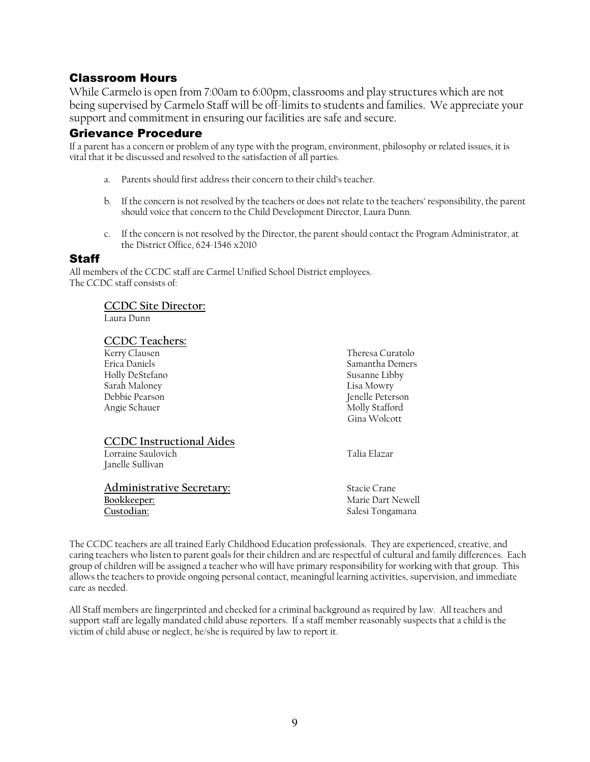## Classroom Hours

While Carmelo is open from 7:00am to 6:00pm, classrooms and play structures which are not being supervised by Carmelo Staff will be off-limits to students and families. We appreciate your support and commitment in ensuring our facilities are safe and secure.

## Grievance Procedure

If a parent has a concern or problem of any type with the program, environment, philosophy or related issues, it is vital that it be discussed and resolved to the satisfaction of all parties.

a. Parents should first address their concern to their child's teacher.

b. If the concern is not resolved by the teachers or does not relate to the teachers' responsibility, the parent should voice that concern to the Child Development Director, Laura Dunn.

c. If the concern is not resolved by the Director, the parent should contact the Program Administrator, at the District Office, 624-1546 x2010

## Staff

All members of the CCDC staff are Carmel Unified School District employees.
The CCDC staff consists of:

**CCDC Site Director:**
Laura Dunn

**CCDC Teachers:**

| | |
|---|---|
| Kerry Clausen | Theresa Curatolo |
| Erica Daniels | Samantha Demers |
| Holly DeStefano | Susanne Libby |
| Sarah Maloney | Lisa Mowry |
| Debbie Pearson | Jenelle Peterson |
| Angie Schauer | Molly Stafford |
| | Gina Wolcott |

**CCDC Instructional Aides**

| | |
|---|---|
| Lorraine Saulovich | Talia Elazar |
| Janelle Sullivan | |

**Administrative Secretary:** Stacie Crane
**Bookkeeper:** Marie Dart Newell
**Custodian:** Salesi Tongamana

The CCDC teachers are all trained Early Childhood Education professionals. They are experienced, creative, and caring teachers who listen to parent goals for their children and are respectful of cultural and family differences. Each group of children will be assigned a teacher who will have primary responsibility for working with that group. This allows the teachers to provide ongoing personal contact, meaningful learning activities, supervision, and immediate care as needed.

All Staff members are fingerprinted and checked for a criminal background as required by law. All teachers and support staff are legally mandated child abuse reporters. If a staff member reasonably suspects that a child is the victim of child abuse or neglect, he/she is required by law to report it.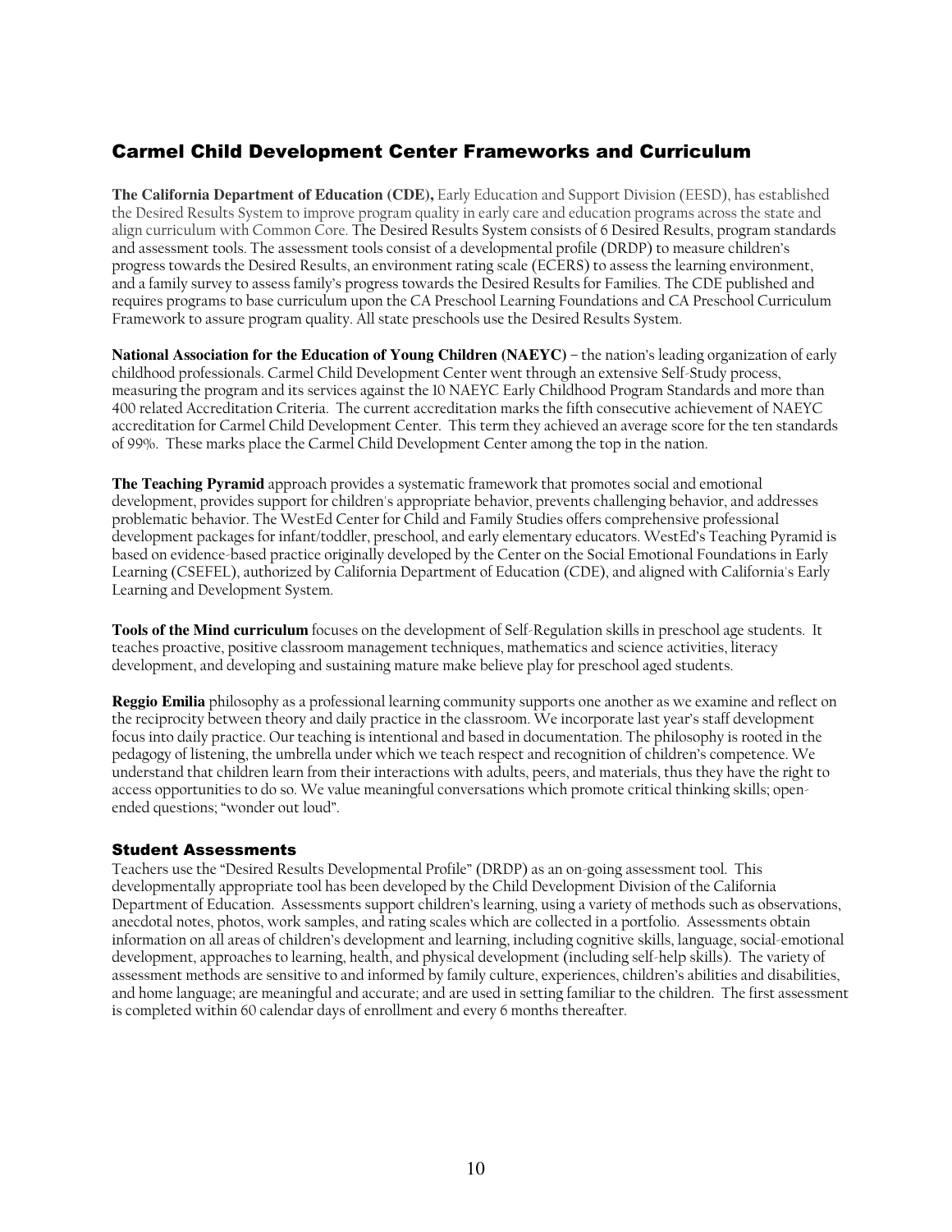## Carmel Child Development Center Frameworks and Curriculum

**The California Department of Education (CDE),** Early Education and Support Division (EESD), has established the Desired Results System to improve program quality in early care and education programs across the state and align curriculum with Common Core. The Desired Results System consists of 6 Desired Results, program standards and assessment tools. The assessment tools consist of a developmental profile (DRDP) to measure children's progress towards the Desired Results, an environment rating scale (ECERS) to assess the learning environment, and a family survey to assess family's progress towards the Desired Results for Families. The CDE published and requires programs to base curriculum upon the CA Preschool Learning Foundations and CA Preschool Curriculum Framework to assure program quality. All state preschools use the Desired Results System.

**National Association for the Education of Young Children (NAEYC)** – the nation's leading organization of early childhood professionals. Carmel Child Development Center went through an extensive Self-Study process, measuring the program and its services against the 10 NAEYC Early Childhood Program Standards and more than 400 related Accreditation Criteria. The current accreditation marks the fifth consecutive achievement of NAEYC accreditation for Carmel Child Development Center. This term they achieved an average score for the ten standards of 99%. These marks place the Carmel Child Development Center among the top in the nation.

**The Teaching Pyramid** approach provides a systematic framework that promotes social and emotional development, provides support for children's appropriate behavior, prevents challenging behavior, and addresses problematic behavior. The WestEd Center for Child and Family Studies offers comprehensive professional development packages for infant/toddler, preschool, and early elementary educators. WestEd's Teaching Pyramid is based on evidence-based practice originally developed by the Center on the Social Emotional Foundations in Early Learning (CSEFEL), authorized by California Department of Education (CDE), and aligned with California's Early Learning and Development System.

**Tools of the Mind curriculum** focuses on the development of Self-Regulation skills in preschool age students. It teaches proactive, positive classroom management techniques, mathematics and science activities, literacy development, and developing and sustaining mature make believe play for preschool aged students.

**Reggio Emilia** philosophy as a professional learning community supports one another as we examine and reflect on the reciprocity between theory and daily practice in the classroom. We incorporate last year's staff development focus into daily practice. Our teaching is intentional and based in documentation. The philosophy is rooted in the pedagogy of listening, the umbrella under which we teach respect and recognition of children's competence. We understand that children learn from their interactions with adults, peers, and materials, thus they have the right to access opportunities to do so. We value meaningful conversations which promote critical thinking skills; open-ended questions; "wonder out loud".

### Student Assessments

Teachers use the "Desired Results Developmental Profile" (DRDP) as an on-going assessment tool. This developmentally appropriate tool has been developed by the Child Development Division of the California Department of Education. Assessments support children's learning, using a variety of methods such as observations, anecdotal notes, photos, work samples, and rating scales which are collected in a portfolio. Assessments obtain information on all areas of children's development and learning, including cognitive skills, language, social-emotional development, approaches to learning, health, and physical development (including self-help skills). The variety of assessment methods are sensitive to and informed by family culture, experiences, children's abilities and disabilities, and home language; are meaningful and accurate; and are used in setting familiar to the children. The first assessment is completed within 60 calendar days of enrollment and every 6 months thereafter.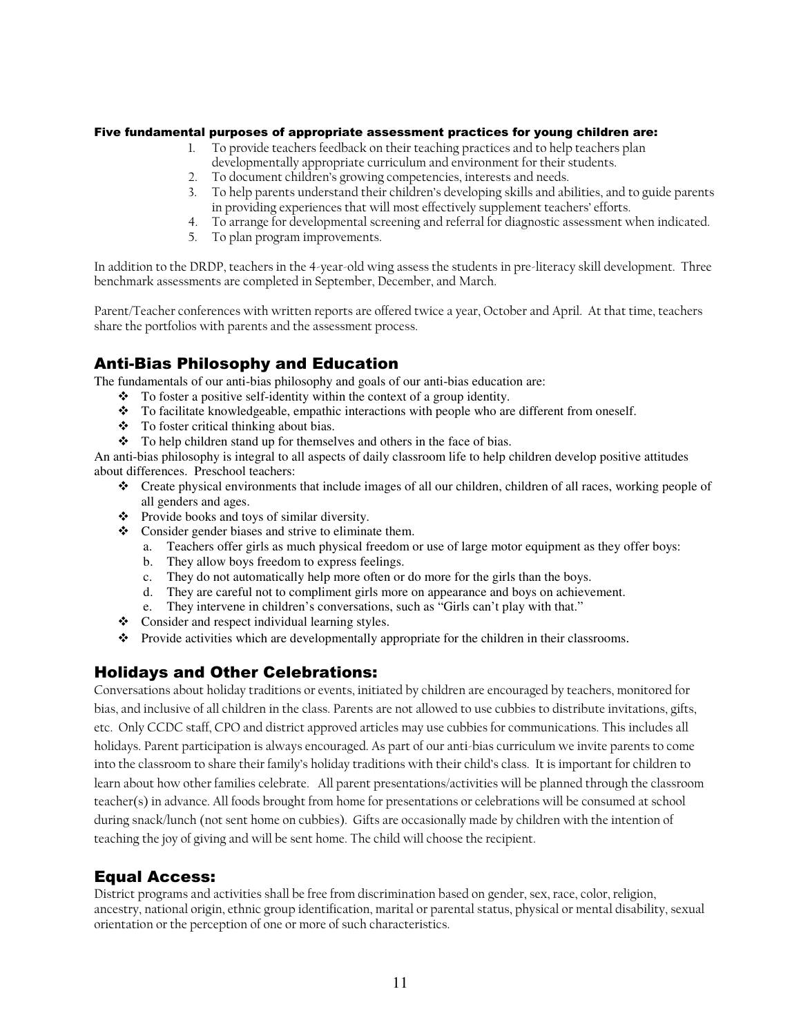**Five fundamental purposes of appropriate assessment practices for young children are:**

1. To provide teachers feedback on their teaching practices and to help teachers plan developmentally appropriate curriculum and environment for their students.
2. To document children's growing competencies, interests and needs.
3. To help parents understand their children's developing skills and abilities, and to guide parents in providing experiences that will most effectively supplement teachers' efforts.
4. To arrange for developmental screening and referral for diagnostic assessment when indicated.
5. To plan program improvements.

In addition to the DRDP, teachers in the 4-year-old wing assess the students in pre-literacy skill development. Three benchmark assessments are completed in September, December, and March.

Parent/Teacher conferences with written reports are offered twice a year, October and April. At that time, teachers share the portfolios with parents and the assessment process.

## Anti-Bias Philosophy and Education

The fundamentals of our anti-bias philosophy and goals of our anti-bias education are:

- To foster a positive self-identity within the context of a group identity.
- To facilitate knowledgeable, empathic interactions with people who are different from oneself.
- To foster critical thinking about bias.
- To help children stand up for themselves and others in the face of bias.

An anti-bias philosophy is integral to all aspects of daily classroom life to help children develop positive attitudes about differences. Preschool teachers:

- Create physical environments that include images of all our children, children of all races, working people of all genders and ages.
- Provide books and toys of similar diversity.
- Consider gender biases and strive to eliminate them.
  a. Teachers offer girls as much physical freedom or use of large motor equipment as they offer boys:
  b. They allow boys freedom to express feelings.
  c. They do not automatically help more often or do more for the girls than the boys.
  d. They are careful not to compliment girls more on appearance and boys on achievement.
  e. They intervene in children's conversations, such as "Girls can't play with that."
- Consider and respect individual learning styles.
- Provide activities which are developmentally appropriate for the children in their classrooms.

## Holidays and Other Celebrations:

Conversations about holiday traditions or events, initiated by children are encouraged by teachers, monitored for bias, and inclusive of all children in the class. Parents are not allowed to use cubbies to distribute invitations, gifts, etc. Only CCDC staff, CPO and district approved articles may use cubbies for communications. This includes all holidays. Parent participation is always encouraged. As part of our anti-bias curriculum we invite parents to come into the classroom to share their family's holiday traditions with their child's class. It is important for children to learn about how other families celebrate. All parent presentations/activities will be planned through the classroom teacher(s) in advance. All foods brought from home for presentations or celebrations will be consumed at school during snack/lunch (not sent home on cubbies). Gifts are occasionally made by children with the intention of teaching the joy of giving and will be sent home. The child will choose the recipient.

## Equal Access:

District programs and activities shall be free from discrimination based on gender, sex, race, color, religion, ancestry, national origin, ethnic group identification, marital or parental status, physical or mental disability, sexual orientation or the perception of one or more of such characteristics.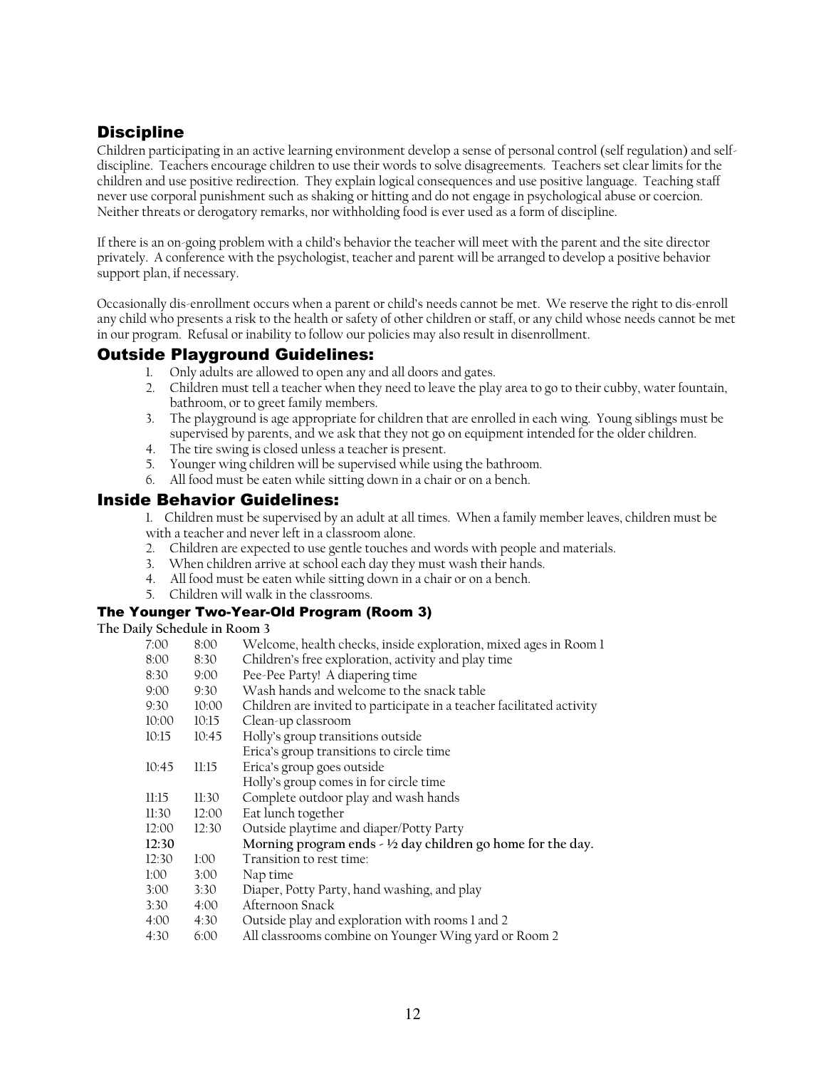## Discipline

Children participating in an active learning environment develop a sense of personal control (self regulation) and self-discipline. Teachers encourage children to use their words to solve disagreements. Teachers set clear limits for the children and use positive redirection. They explain logical consequences and use positive language. Teaching staff never use corporal punishment such as shaking or hitting and do not engage in psychological abuse or coercion. Neither threats or derogatory remarks, nor withholding food is ever used as a form of discipline.

If there is an on-going problem with a child's behavior the teacher will meet with the parent and the site director privately. A conference with the psychologist, teacher and parent will be arranged to develop a positive behavior support plan, if necessary.

Occasionally dis-enrollment occurs when a parent or child's needs cannot be met. We reserve the right to dis-enroll any child who presents a risk to the health or safety of other children or staff, or any child whose needs cannot be met in our program. Refusal or inability to follow our policies may also result in disenrollment.

## Outside Playground Guidelines:

1. Only adults are allowed to open any and all doors and gates.
2. Children must tell a teacher when they need to leave the play area to go to their cubby, water fountain, bathroom, or to greet family members.
3. The playground is age appropriate for children that are enrolled in each wing. Young siblings must be supervised by parents, and we ask that they not go on equipment intended for the older children.
4. The tire swing is closed unless a teacher is present.
5. Younger wing children will be supervised while using the bathroom.
6. All food must be eaten while sitting down in a chair or on a bench.

## Inside Behavior Guidelines:

1. Children must be supervised by an adult at all times. When a family member leaves, children must be with a teacher and never left in a classroom alone.
2. Children are expected to use gentle touches and words with people and materials.
3. When children arrive at school each day they must wash their hands.
4. All food must be eaten while sitting down in a chair or on a bench.
5. Children will walk in the classrooms.

### The Younger Two-Year-Old Program (Room 3)

**The Daily Schedule in Room 3**

| | | |
|---|---|---|
| 7:00 | 8:00 | Welcome, health checks, inside exploration, mixed ages in Room 1 |
| 8:00 | 8:30 | Children's free exploration, activity and play time |
| 8:30 | 9:00 | Pee-Pee Party! A diapering time |
| 9:00 | 9:30 | Wash hands and welcome to the snack table |
| 9:30 | 10:00 | Children are invited to participate in a teacher facilitated activity |
| 10:00 | 10:15 | Clean-up classroom |
| 10:15 | 10:45 | Holly's group transitions outside<br>Erica's group transitions to circle time |
| 10:45 | 11:15 | Erica's group goes outside<br>Holly's group comes in for circle time |
| 11:15 | 11:30 | Complete outdoor play and wash hands |
| 11:30 | 12:00 | Eat lunch together |
| 12:00 | 12:30 | Outside playtime and diaper/Potty Party |
| **12:30** | | **Morning program ends - ½ day children go home for the day.** |
| 12:30 | 1:00 | Transition to rest time: |
| 1:00 | 3:00 | Nap time |
| 3:00 | 3:30 | Diaper, Potty Party, hand washing, and play |
| 3:30 | 4:00 | Afternoon Snack |
| 4:00 | 4:30 | Outside play and exploration with rooms 1 and 2 |
| 4:30 | 6:00 | All classrooms combine on Younger Wing yard or Room 2 |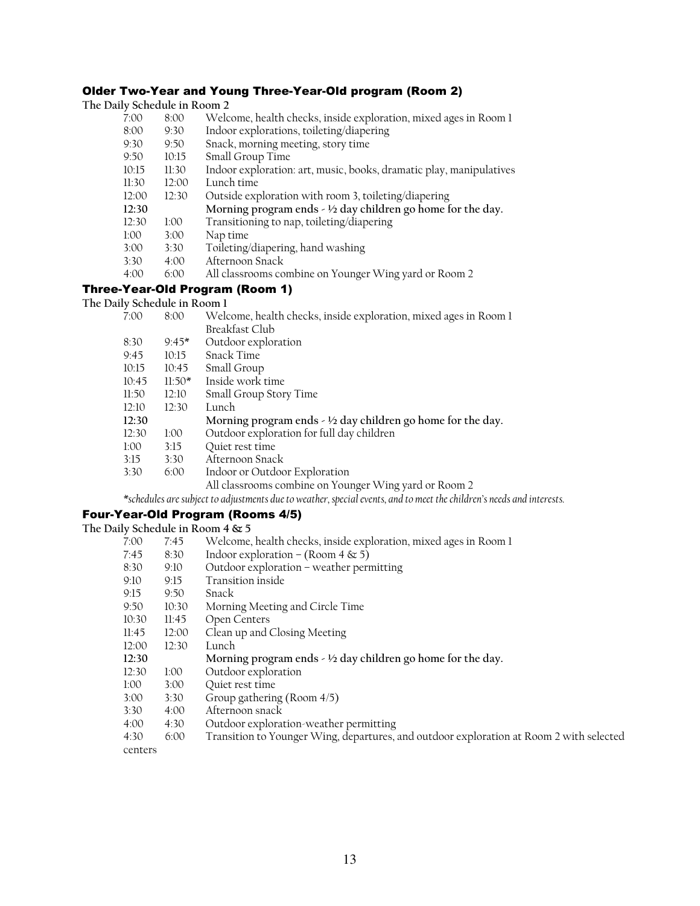### Older Two-Year and Young Three-Year-Old program (Room 2)

**The Daily Schedule in Room 2**

| | | |
|---|---|---|
| 7:00 | 8:00 | Welcome, health checks, inside exploration, mixed ages in Room 1 |
| 8:00 | 9:30 | Indoor explorations, toileting/diapering |
| 9:30 | 9:50 | Snack, morning meeting, story time |
| 9:50 | 10:15 | Small Group Time |
| 10:15 | 11:30 | Indoor exploration: art, music, books, dramatic play, manipulatives |
| 11:30 | 12:00 | Lunch time |
| 12:00 | 12:30 | Outside exploration with room 3, toileting/diapering |
| **12:30** | | **Morning program ends - ½ day children go home for the day.** |
| 12:30 | 1:00 | Transitioning to nap, toileting/diapering |
| 1:00 | 3:00 | Nap time |
| 3:00 | 3:30 | Toileting/diapering, hand washing |
| 3:30 | 4:00 | Afternoon Snack |
| 4:00 | 6:00 | All classrooms combine on Younger Wing yard or Room 2 |

### Three-Year-Old Program (Room 1)

**The Daily Schedule in Room 1**

| | | |
|---|---|---|
| 7:00 | 8:00 | Welcome, health checks, inside exploration, mixed ages in Room 1 Breakfast Club |
| 8:30 | 9:45* | Outdoor exploration |
| 9:45 | 10:15 | Snack Time |
| 10:15 | 10:45 | Small Group |
| 10:45 | 11:50* | Inside work time |
| 11:50 | 12:10 | Small Group Story Time |
| 12:10 | 12:30 | Lunch |
| **12:30** | | **Morning program ends - ½ day children go home for the day.** |
| 12:30 | 1:00 | Outdoor exploration for full day children |
| 1:00 | 3:15 | Quiet rest time |
| 3:15 | 3:30 | Afternoon Snack |
| 3:30 | 6:00 | Indoor or Outdoor Exploration All classrooms combine on Younger Wing yard or Room 2 |

*\*schedules are subject to adjustments due to weather, special events, and to meet the children's needs and interests.*

### Four-Year-Old Program (Rooms 4/5)

**The Daily Schedule in Room 4 & 5**

| | | |
|---|---|---|
| 7:00 | 7:45 | Welcome, health checks, inside exploration, mixed ages in Room 1 |
| 7:45 | 8:30 | Indoor exploration – (Room 4 & 5) |
| 8:30 | 9:10 | Outdoor exploration – weather permitting |
| 9:10 | 9:15 | Transition inside |
| 9:15 | 9:50 | Snack |
| 9:50 | 10:30 | Morning Meeting and Circle Time |
| 10:30 | 11:45 | Open Centers |
| 11:45 | 12:00 | Clean up and Closing Meeting |
| 12:00 | 12:30 | Lunch |
| **12:30** | | **Morning program ends - ½ day children go home for the day.** |
| 12:30 | 1:00 | Outdoor exploration |
| 1:00 | 3:00 | Quiet rest time |
| 3:00 | 3:30 | Group gathering (Room 4/5) |
| 3:30 | 4:00 | Afternoon snack |
| 4:00 | 4:30 | Outdoor exploration-weather permitting |
| 4:30 | 6:00 | Transition to Younger Wing, departures, and outdoor exploration at Room 2 with selected centers |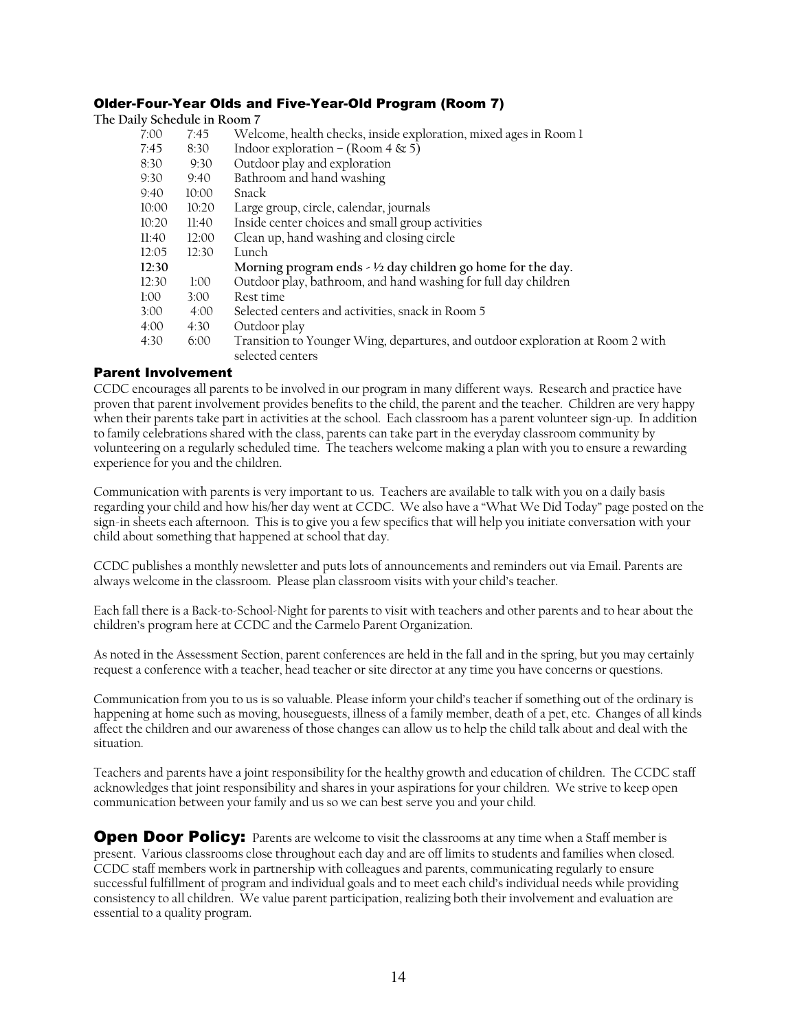### Older-Four-Year Olds and Five-Year-Old Program (Room 7)

**The Daily Schedule in Room 7**

| | | |
|---|---|---|
| 7:00 | 7:45 | Welcome, health checks, inside exploration, mixed ages in Room 1 |
| 7:45 | 8:30 | Indoor exploration – (Room 4 & 5) |
| 8:30 | 9:30 | Outdoor play and exploration |
| 9:30 | 9:40 | Bathroom and hand washing |
| 9:40 | 10:00 | Snack |
| 10:00 | 10:20 | Large group, circle, calendar, journals |
| 10:20 | 11:40 | Inside center choices and small group activities |
| 11:40 | 12:00 | Clean up, hand washing and closing circle |
| 12:05 | 12:30 | Lunch |
| **12:30** | | **Morning program ends - ½ day children go home for the day.** |
| 12:30 | 1:00 | Outdoor play, bathroom, and hand washing for full day children |
| 1:00 | 3:00 | Rest time |
| 3:00 | 4:00 | Selected centers and activities, snack in Room 5 |
| 4:00 | 4:30 | Outdoor play |
| 4:30 | 6:00 | Transition to Younger Wing, departures, and outdoor exploration at Room 2 with selected centers |

### Parent Involvement

CCDC encourages all parents to be involved in our program in many different ways. Research and practice have proven that parent involvement provides benefits to the child, the parent and the teacher. Children are very happy when their parents take part in activities at the school. Each classroom has a parent volunteer sign-up. In addition to family celebrations shared with the class, parents can take part in the everyday classroom community by volunteering on a regularly scheduled time. The teachers welcome making a plan with you to ensure a rewarding experience for you and the children.

Communication with parents is very important to us. Teachers are available to talk with you on a daily basis regarding your child and how his/her day went at CCDC. We also have a "What We Did Today" page posted on the sign-in sheets each afternoon. This is to give you a few specifics that will help you initiate conversation with your child about something that happened at school that day.

CCDC publishes a monthly newsletter and puts lots of announcements and reminders out via Email. Parents are always welcome in the classroom. Please plan classroom visits with your child's teacher.

Each fall there is a Back-to-School-Night for parents to visit with teachers and other parents and to hear about the children's program here at CCDC and the Carmelo Parent Organization.

As noted in the Assessment Section, parent conferences are held in the fall and in the spring, but you may certainly request a conference with a teacher, head teacher or site director at any time you have concerns or questions.

Communication from you to us is so valuable. Please inform your child's teacher if something out of the ordinary is happening at home such as moving, houseguests, illness of a family member, death of a pet, etc. Changes of all kinds affect the children and our awareness of those changes can allow us to help the child talk about and deal with the situation.

Teachers and parents have a joint responsibility for the healthy growth and education of children. The CCDC staff acknowledges that joint responsibility and shares in your aspirations for your children. We strive to keep open communication between your family and us so we can best serve you and your child.

**Open Door Policy:** Parents are welcome to visit the classrooms at any time when a Staff member is present. Various classrooms close throughout each day and are off limits to students and families when closed. CCDC staff members work in partnership with colleagues and parents, communicating regularly to ensure successful fulfillment of program and individual goals and to meet each child's individual needs while providing consistency to all children. We value parent participation, realizing both their involvement and evaluation are essential to a quality program.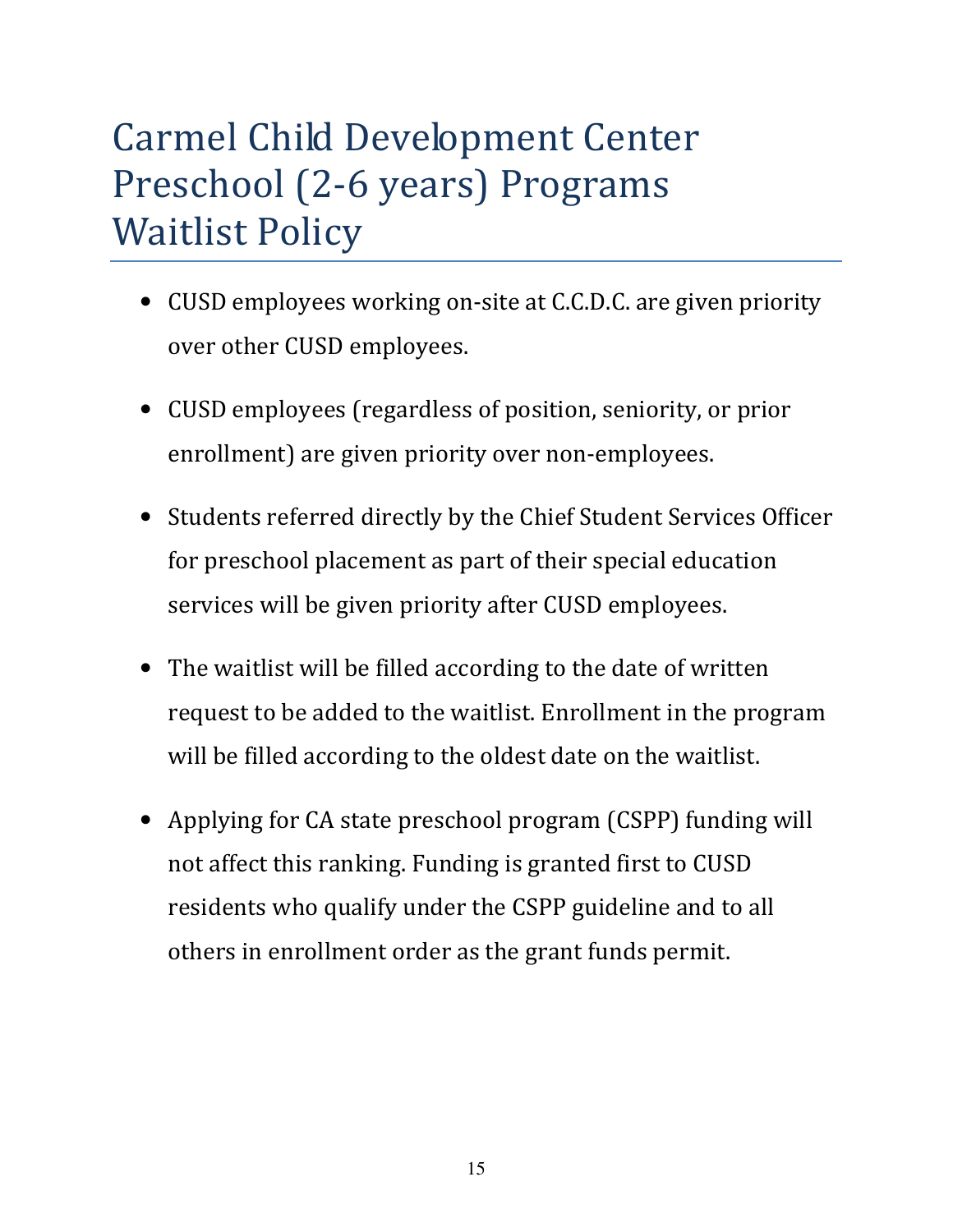# Carmel Child Development Center Preschool (2-6 years) Programs Waitlist Policy

- CUSD employees working on-site at C.C.D.C. are given priority over other CUSD employees.
- CUSD employees (regardless of position, seniority, or prior enrollment) are given priority over non-employees.
- Students referred directly by the Chief Student Services Officer for preschool placement as part of their special education services will be given priority after CUSD employees.
- The waitlist will be filled according to the date of written request to be added to the waitlist. Enrollment in the program will be filled according to the oldest date on the waitlist.
- Applying for CA state preschool program (CSPP) funding will not affect this ranking. Funding is granted first to CUSD residents who qualify under the CSPP guideline and to all others in enrollment order as the grant funds permit.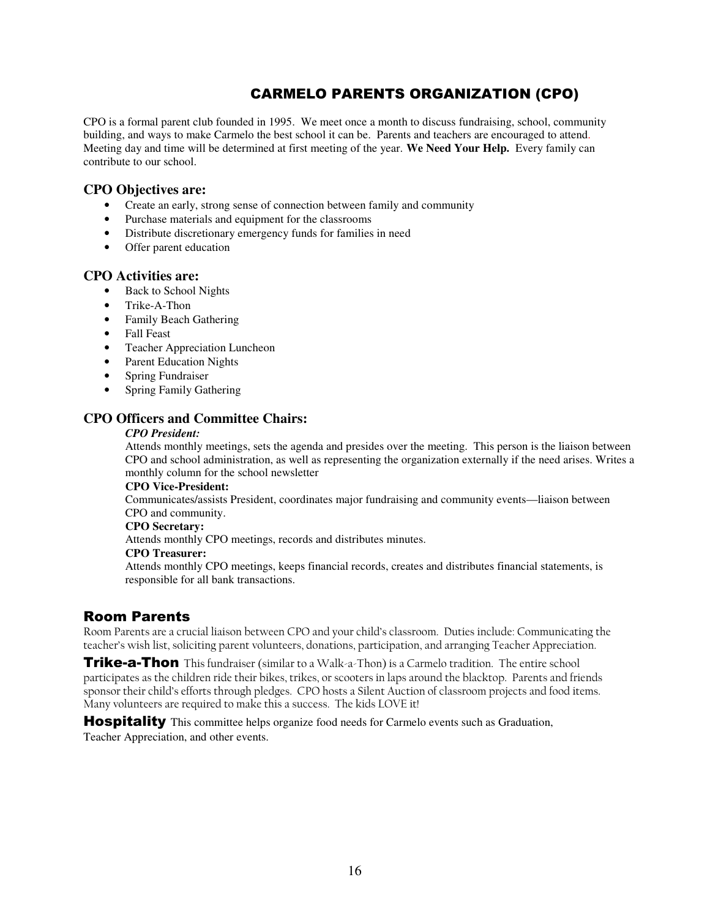# CARMELO PARENTS ORGANIZATION (CPO)

CPO is a formal parent club founded in 1995. We meet once a month to discuss fundraising, school, community building, and ways to make Carmelo the best school it can be. Parents and teachers are encouraged to attend. Meeting day and time will be determined at first meeting of the year. **We Need Your Help.** Every family can contribute to our school.

## CPO Objectives are:

- Create an early, strong sense of connection between family and community
- Purchase materials and equipment for the classrooms
- Distribute discretionary emergency funds for families in need
- Offer parent education

## CPO Activities are:

- Back to School Nights
- Trike-A-Thon
- Family Beach Gathering
- Fall Feast
- Teacher Appreciation Luncheon
- Parent Education Nights
- Spring Fundraiser
- Spring Family Gathering

## CPO Officers and Committee Chairs:

***CPO President:***

Attends monthly meetings, sets the agenda and presides over the meeting. This person is the liaison between CPO and school administration, as well as representing the organization externally if the need arises. Writes a monthly column for the school newsletter

**CPO Vice-President:**

Communicates/assists President, coordinates major fundraising and community events—liaison between CPO and community.

**CPO Secretary:**

Attends monthly CPO meetings, records and distributes minutes.

**CPO Treasurer:**

Attends monthly CPO meetings, keeps financial records, creates and distributes financial statements, is responsible for all bank transactions.

## Room Parents

Room Parents are a crucial liaison between CPO and your child's classroom. Duties include: Communicating the teacher's wish list, soliciting parent volunteers, donations, participation, and arranging Teacher Appreciation.

**Trike-a-Thon** This fundraiser (similar to a Walk-a-Thon) is a Carmelo tradition. The entire school participates as the children ride their bikes, trikes, or scooters in laps around the blacktop. Parents and friends sponsor their child's efforts through pledges. CPO hosts a Silent Auction of classroom projects and food items. Many volunteers are required to make this a success. The kids LOVE it!

**Hospitality** This committee helps organize food needs for Carmelo events such as Graduation, Teacher Appreciation, and other events.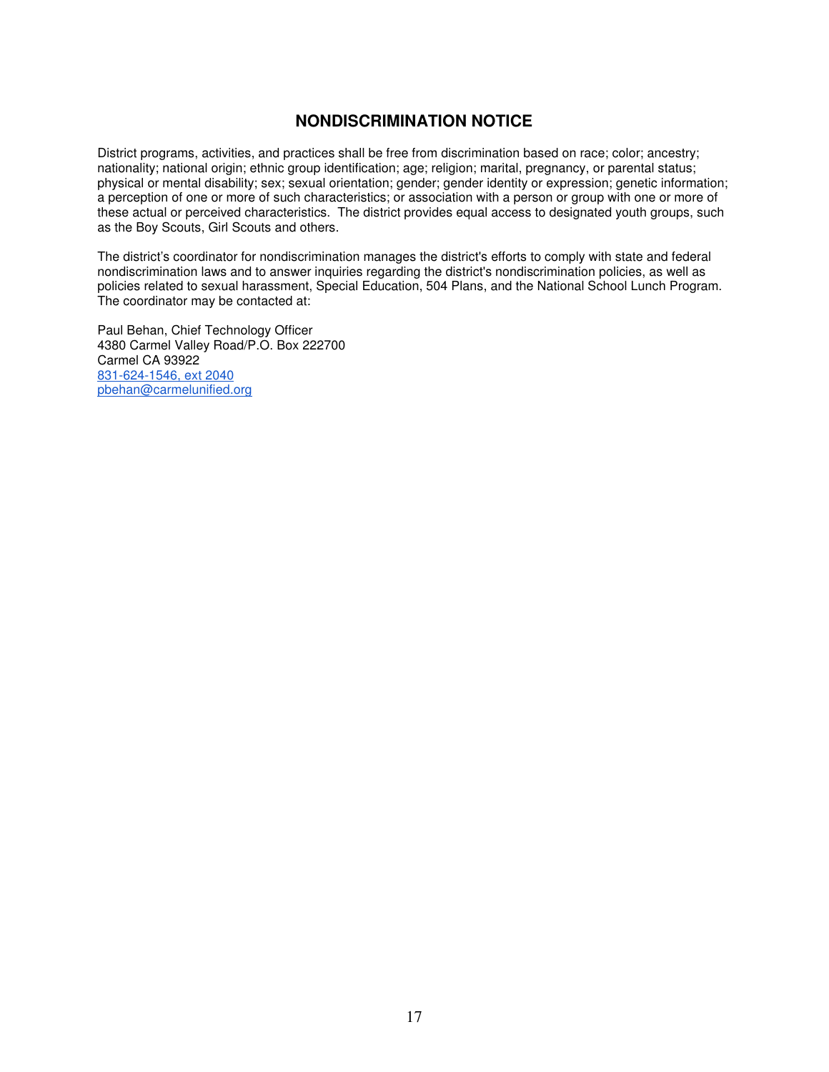# NONDISCRIMINATION NOTICE

District programs, activities, and practices shall be free from discrimination based on race; color; ancestry; nationality; national origin; ethnic group identification; age; religion; marital, pregnancy, or parental status; physical or mental disability; sex; sexual orientation; gender; gender identity or expression; genetic information; a perception of one or more of such characteristics; or association with a person or group with one or more of these actual or perceived characteristics. The district provides equal access to designated youth groups, such as the Boy Scouts, Girl Scouts and others.

The district's coordinator for nondiscrimination manages the district's efforts to comply with state and federal nondiscrimination laws and to answer inquiries regarding the district's nondiscrimination policies, as well as policies related to sexual harassment, Special Education, 504 Plans, and the National School Lunch Program. The coordinator may be contacted at:

Paul Behan, Chief Technology Officer
4380 Carmel Valley Road/P.O. Box 222700
Carmel CA 93922
831-624-1546, ext 2040
pbehan@carmelunified.org